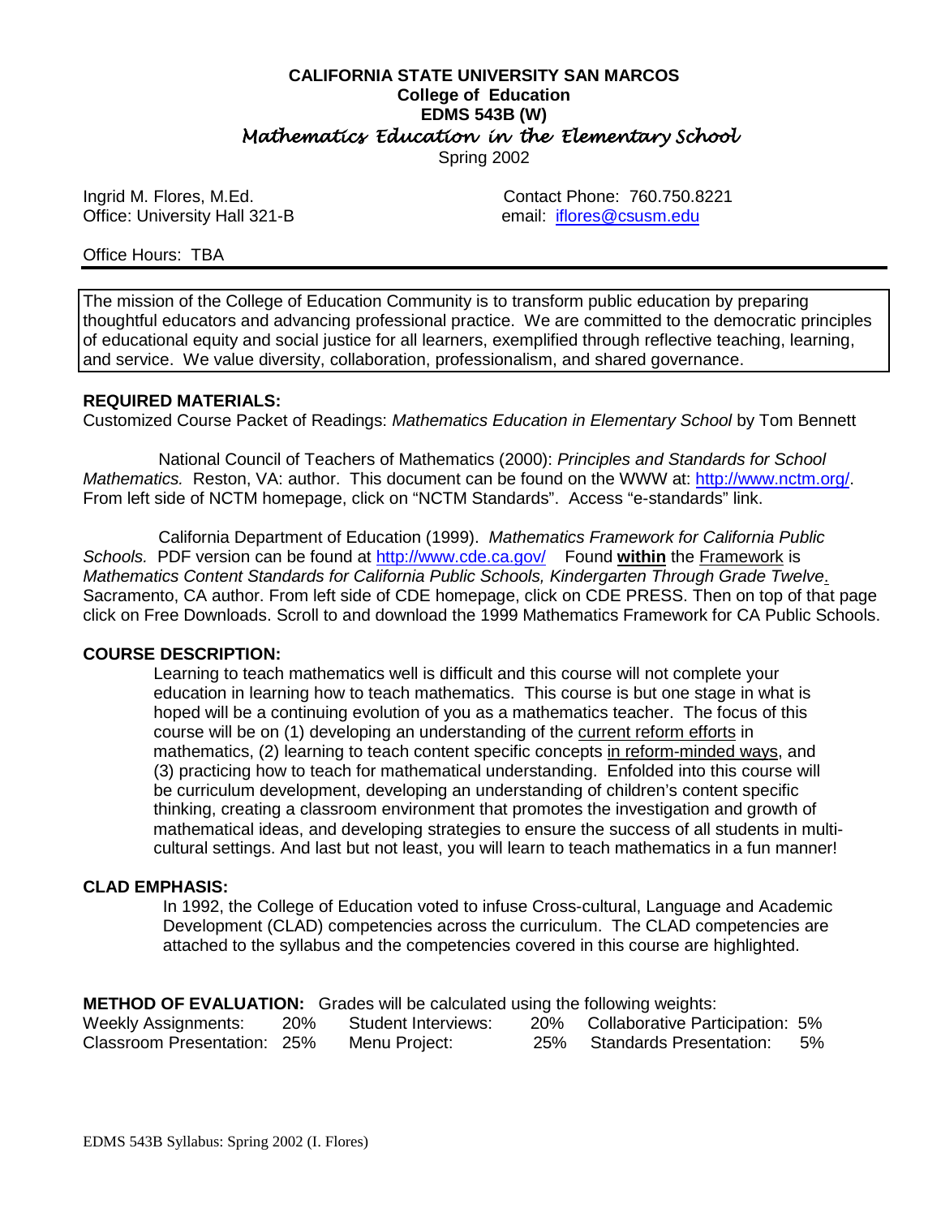**CALIFORNIA STATE UNIVERSITY SAN MARCOS**
**College of Education**
**EDMS 543B (W)**
*Mathematics Education in the Elementary School*
Spring 2002

Ingrid M. Flores, M.Ed. — Contact Phone: 760.750.8221
Office: University Hall 321-B — email: iflores@csusm.edu

Office Hours: TBA

---

The mission of the College of Education Community is to transform public education by preparing thoughtful educators and advancing professional practice. We are committed to the democratic principles of educational equity and social justice for all learners, exemplified through reflective teaching, learning, and service. We value diversity, collaboration, professionalism, and shared governance.

**REQUIRED MATERIALS:**
Customized Course Packet of Readings: *Mathematics Education in Elementary School* by Tom Bennett

National Council of Teachers of Mathematics (2000): *Principles and Standards for School Mathematics.* Reston, VA: author. This document can be found on the WWW at: http://www.nctm.org/. From left side of NCTM homepage, click on "NCTM Standards". Access "e-standards" link.

California Department of Education (1999). *Mathematics Framework for California Public Schools.* PDF version can be found at http://www.cde.ca.gov/ Found **within** the Framework is *Mathematics Content Standards for California Public Schools, Kindergarten Through Grade Twelve*. Sacramento, CA author. From left side of CDE homepage, click on CDE PRESS. Then on top of that page click on Free Downloads. Scroll to and download the 1999 Mathematics Framework for CA Public Schools.

**COURSE DESCRIPTION:**

Learning to teach mathematics well is difficult and this course will not complete your education in learning how to teach mathematics. This course is but one stage in what is hoped will be a continuing evolution of you as a mathematics teacher. The focus of this course will be on (1) developing an understanding of the current reform efforts in mathematics, (2) learning to teach content specific concepts in reform-minded ways, and (3) practicing how to teach for mathematical understanding. Enfolded into this course will be curriculum development, developing an understanding of children's content specific thinking, creating a classroom environment that promotes the investigation and growth of mathematical ideas, and developing strategies to ensure the success of all students in multi-cultural settings. And last but not least, you will learn to teach mathematics in a fun manner!

**CLAD EMPHASIS:**

In 1992, the College of Education voted to infuse Cross-cultural, Language and Academic Development (CLAD) competencies across the curriculum. The CLAD competencies are attached to the syllabus and the competencies covered in this course are highlighted.

**METHOD OF EVALUATION:** Grades will be calculated using the following weights:

| | | | | | |
|---|---|---|---|---|---|
| Weekly Assignments: | 20% | Student Interviews: | 20% | Collaborative Participation: | 5% |
| Classroom Presentation: | 25% | Menu Project: | 25% | Standards Presentation: | 5% |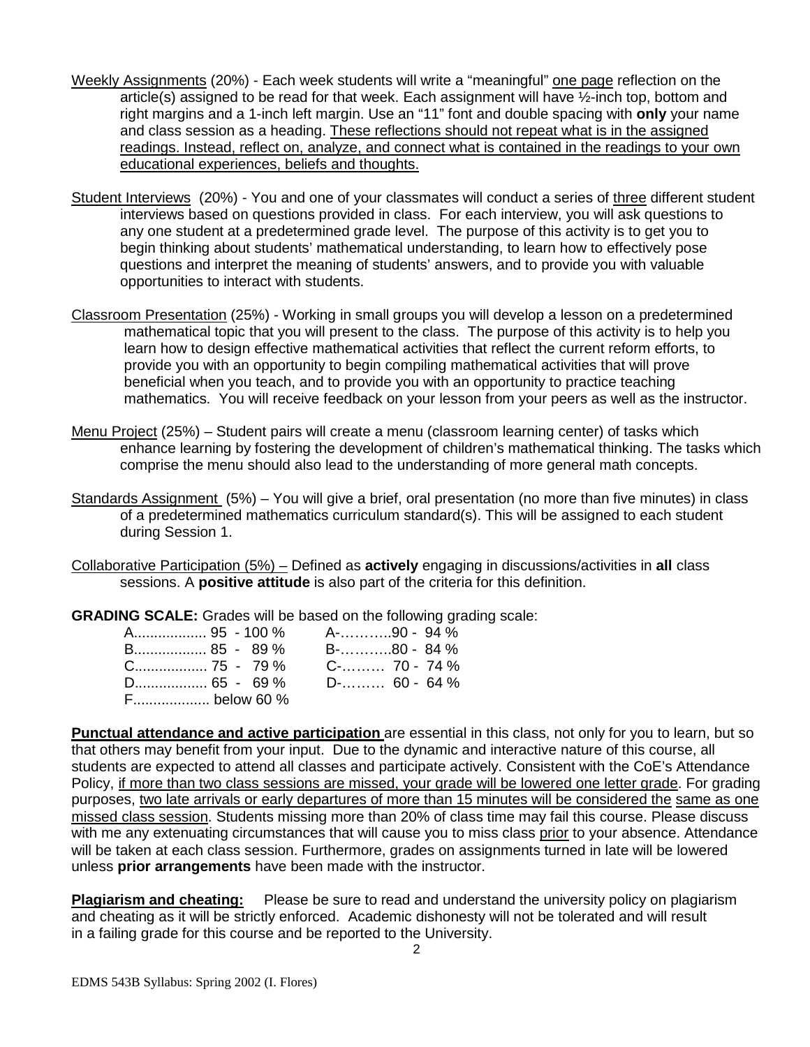Weekly Assignments (20%) - Each week students will write a "meaningful" one page reflection on the article(s) assigned to be read for that week. Each assignment will have ½-inch top, bottom and right margins and a 1-inch left margin. Use an "11" font and double spacing with **only** your name and class session as a heading. These reflections should not repeat what is in the assigned readings. Instead, reflect on, analyze, and connect what is contained in the readings to your own educational experiences, beliefs and thoughts.

Student Interviews (20%) - You and one of your classmates will conduct a series of three different student interviews based on questions provided in class. For each interview, you will ask questions to any one student at a predetermined grade level. The purpose of this activity is to get you to begin thinking about students' mathematical understanding, to learn how to effectively pose questions and interpret the meaning of students' answers, and to provide you with valuable opportunities to interact with students.

Classroom Presentation (25%) - Working in small groups you will develop a lesson on a predetermined mathematical topic that you will present to the class. The purpose of this activity is to help you learn how to design effective mathematical activities that reflect the current reform efforts, to provide you with an opportunity to begin compiling mathematical activities that will prove beneficial when you teach, and to provide you with an opportunity to practice teaching mathematics. You will receive feedback on your lesson from your peers as well as the instructor.

Menu Project (25%) – Student pairs will create a menu (classroom learning center) of tasks which enhance learning by fostering the development of children's mathematical thinking. The tasks which comprise the menu should also lead to the understanding of more general math concepts.

Standards Assignment (5%) – You will give a brief, oral presentation (no more than five minutes) in class of a predetermined mathematics curriculum standard(s). This will be assigned to each student during Session 1.

Collaborative Participation (5%) – Defined as **actively** engaging in discussions/activities in **all** class sessions. A **positive attitude** is also part of the criteria for this definition.

**GRADING SCALE:** Grades will be based on the following grading scale:

| | |
|---|---|
| A.................. 95 - 100 % | A-………..90 - 94 % |
| B.................. 85 - 89 % | B-………..80 - 84 % |
| C.................. 75 - 79 % | C-……… 70 - 74 % |
| D.................. 65 - 69 % | D-……… 60 - 64 % |
| F................... below 60 % | |

**Punctual attendance and active participation** are essential in this class, not only for you to learn, but so that others may benefit from your input. Due to the dynamic and interactive nature of this course, all students are expected to attend all classes and participate actively. Consistent with the CoE's Attendance Policy, if more than two class sessions are missed, your grade will be lowered one letter grade. For grading purposes, two late arrivals or early departures of more than 15 minutes will be considered the same as one missed class session. Students missing more than 20% of class time may fail this course. Please discuss with me any extenuating circumstances that will cause you to miss class prior to your absence. Attendance will be taken at each class session. Furthermore, grades on assignments turned in late will be lowered unless **prior arrangements** have been made with the instructor.

**Plagiarism and cheating:** Please be sure to read and understand the university policy on plagiarism and cheating as it will be strictly enforced. Academic dishonesty will not be tolerated and will result in a failing grade for this course and be reported to the University.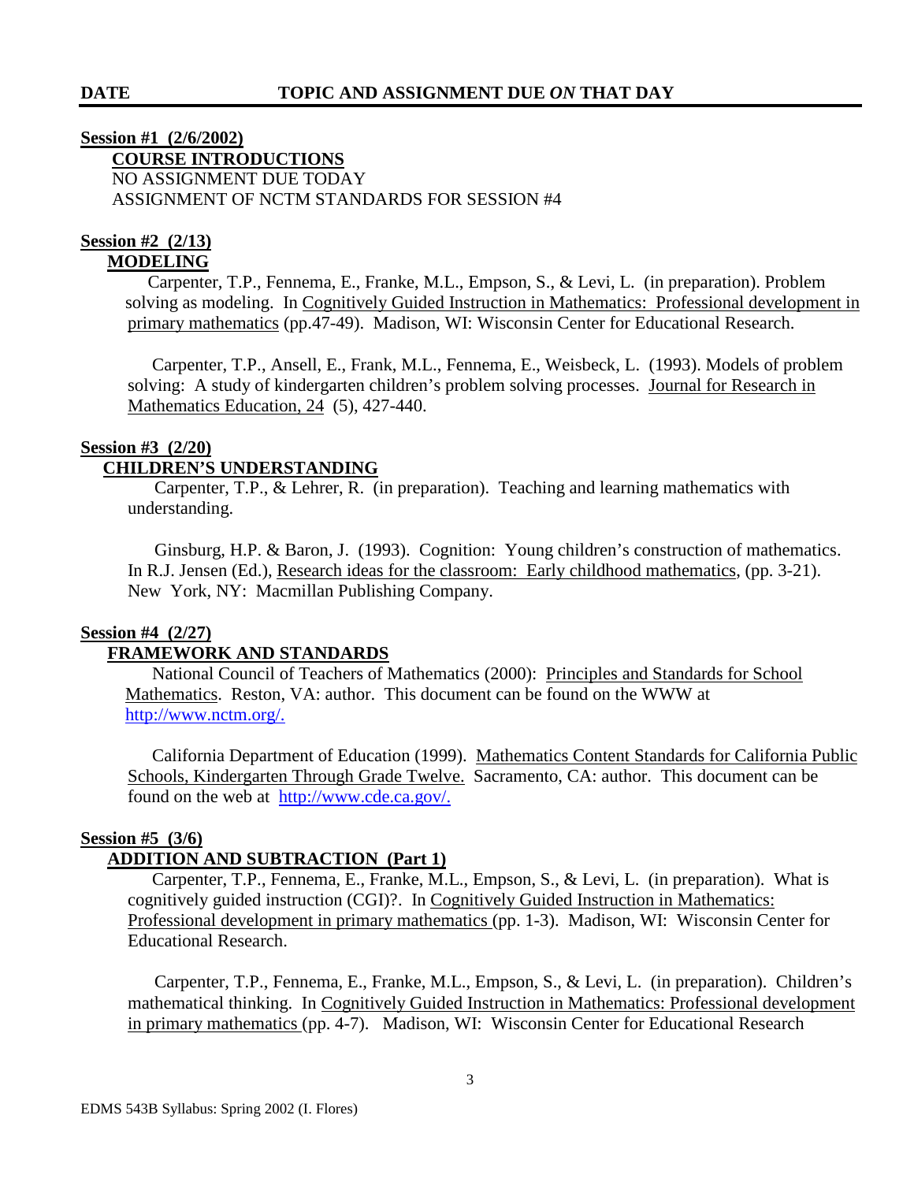**DATE** **TOPIC AND ASSIGNMENT DUE *ON* THAT DAY**

**Session #1 (2/6/2002)**

**COURSE INTRODUCTIONS**

NO ASSIGNMENT DUE TODAY

ASSIGNMENT OF NCTM STANDARDS FOR SESSION #4

**Session #2 (2/13)**

**MODELING**

Carpenter, T.P., Fennema, E., Franke, M.L., Empson, S., & Levi, L. (in preparation). Problem solving as modeling. In Cognitively Guided Instruction in Mathematics: Professional development in primary mathematics (pp.47-49). Madison, WI: Wisconsin Center for Educational Research.

Carpenter, T.P., Ansell, E., Frank, M.L., Fennema, E., Weisbeck, L. (1993). Models of problem solving: A study of kindergarten children's problem solving processes. Journal for Research in Mathematics Education, 24 (5), 427-440.

**Session #3 (2/20)**

**CHILDREN'S UNDERSTANDING**

Carpenter, T.P., & Lehrer, R. (in preparation). Teaching and learning mathematics with understanding.

Ginsburg, H.P. & Baron, J. (1993). Cognition: Young children's construction of mathematics. In R.J. Jensen (Ed.), Research ideas for the classroom: Early childhood mathematics, (pp. 3-21). New York, NY: Macmillan Publishing Company.

**Session #4 (2/27)**

**FRAMEWORK AND STANDARDS**

National Council of Teachers of Mathematics (2000): Principles and Standards for School Mathematics. Reston, VA: author. This document can be found on the WWW at http://www.nctm.org/.

California Department of Education (1999). Mathematics Content Standards for California Public Schools, Kindergarten Through Grade Twelve. Sacramento, CA: author. This document can be found on the web at http://www.cde.ca.gov/.

**Session #5 (3/6)**

**ADDITION AND SUBTRACTION (Part 1)**

Carpenter, T.P., Fennema, E., Franke, M.L., Empson, S., & Levi, L. (in preparation). What is cognitively guided instruction (CGI)?. In Cognitively Guided Instruction in Mathematics: Professional development in primary mathematics (pp. 1-3). Madison, WI: Wisconsin Center for Educational Research.

Carpenter, T.P., Fennema, E., Franke, M.L., Empson, S., & Levi, L. (in preparation). Children's mathematical thinking. In Cognitively Guided Instruction in Mathematics: Professional development in primary mathematics (pp. 4-7). Madison, WI: Wisconsin Center for Educational Research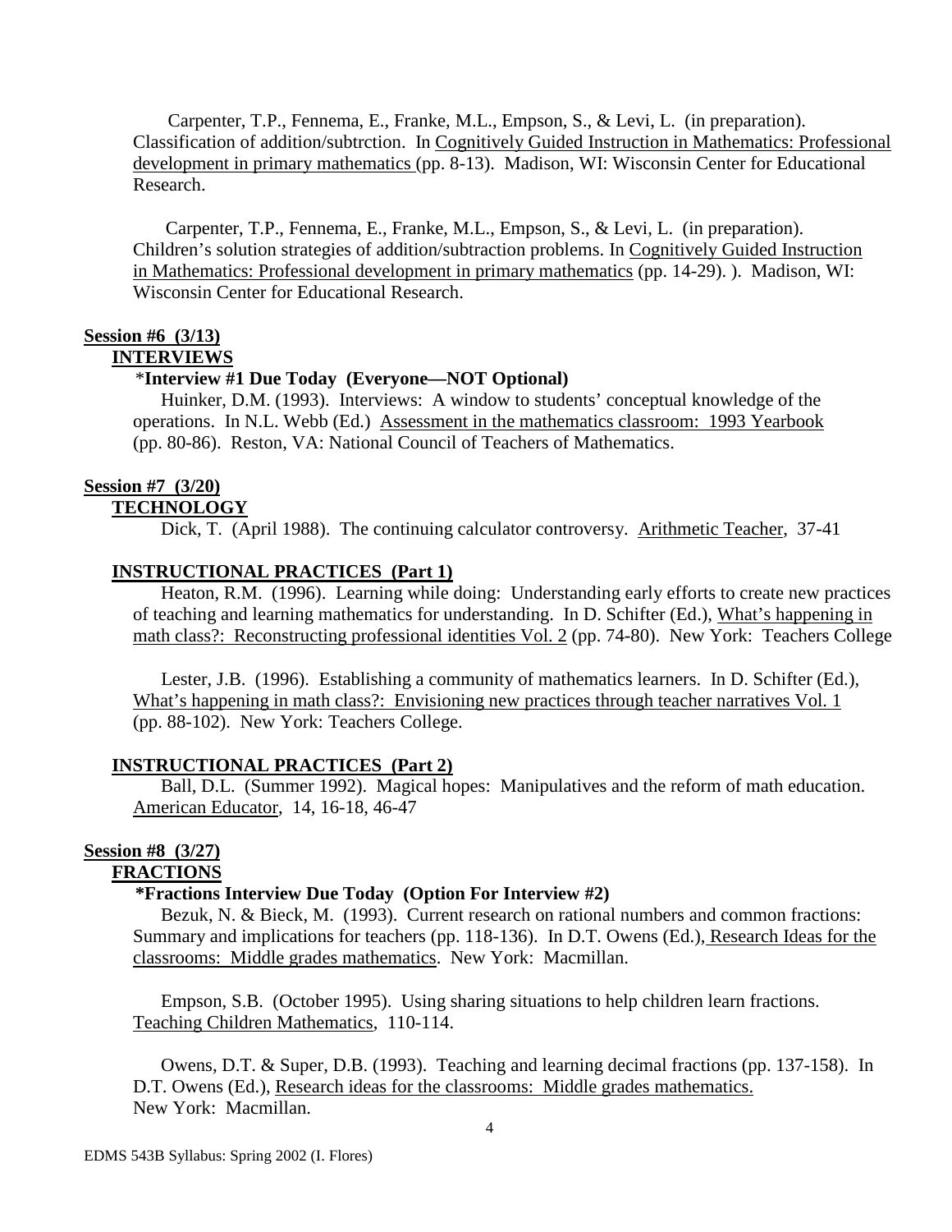Carpenter, T.P., Fennema, E., Franke, M.L., Empson, S., & Levi, L. (in preparation). Classification of addition/subtrction. In Cognitively Guided Instruction in Mathematics: Professional development in primary mathematics (pp. 8-13). Madison, WI: Wisconsin Center for Educational Research.

Carpenter, T.P., Fennema, E., Franke, M.L., Empson, S., & Levi, L. (in preparation). Children's solution strategies of addition/subtraction problems. In Cognitively Guided Instruction in Mathematics: Professional development in primary mathematics (pp. 14-29). ). Madison, WI: Wisconsin Center for Educational Research.

**Session #6 (3/13)**

**INTERVIEWS**

***Interview #1 Due Today (Everyone—NOT Optional)**

Huinker, D.M. (1993). Interviews: A window to students' conceptual knowledge of the operations. In N.L. Webb (Ed.) Assessment in the mathematics classroom: 1993 Yearbook (pp. 80-86). Reston, VA: National Council of Teachers of Mathematics.

**Session #7 (3/20)**

**TECHNOLOGY**

Dick, T. (April 1988). The continuing calculator controversy. Arithmetic Teacher, 37-41

**INSTRUCTIONAL PRACTICES (Part 1)**

Heaton, R.M. (1996). Learning while doing: Understanding early efforts to create new practices of teaching and learning mathematics for understanding. In D. Schifter (Ed.), What's happening in math class?: Reconstructing professional identities Vol. 2 (pp. 74-80). New York: Teachers College

Lester, J.B. (1996). Establishing a community of mathematics learners. In D. Schifter (Ed.), What's happening in math class?: Envisioning new practices through teacher narratives Vol. 1 (pp. 88-102). New York: Teachers College.

**INSTRUCTIONAL PRACTICES (Part 2)**

Ball, D.L. (Summer 1992). Magical hopes: Manipulatives and the reform of math education. American Educator, 14, 16-18, 46-47

**Session #8 (3/27)**

**FRACTIONS**

***Fractions Interview Due Today (Option For Interview #2)**

Bezuk, N. & Bieck, M. (1993). Current research on rational numbers and common fractions: Summary and implications for teachers (pp. 118-136). In D.T. Owens (Ed.), Research Ideas for the classrooms: Middle grades mathematics. New York: Macmillan.

Empson, S.B. (October 1995). Using sharing situations to help children learn fractions. Teaching Children Mathematics, 110-114.

Owens, D.T. & Super, D.B. (1993). Teaching and learning decimal fractions (pp. 137-158). In D.T. Owens (Ed.), Research ideas for the classrooms: Middle grades mathematics. New York: Macmillan.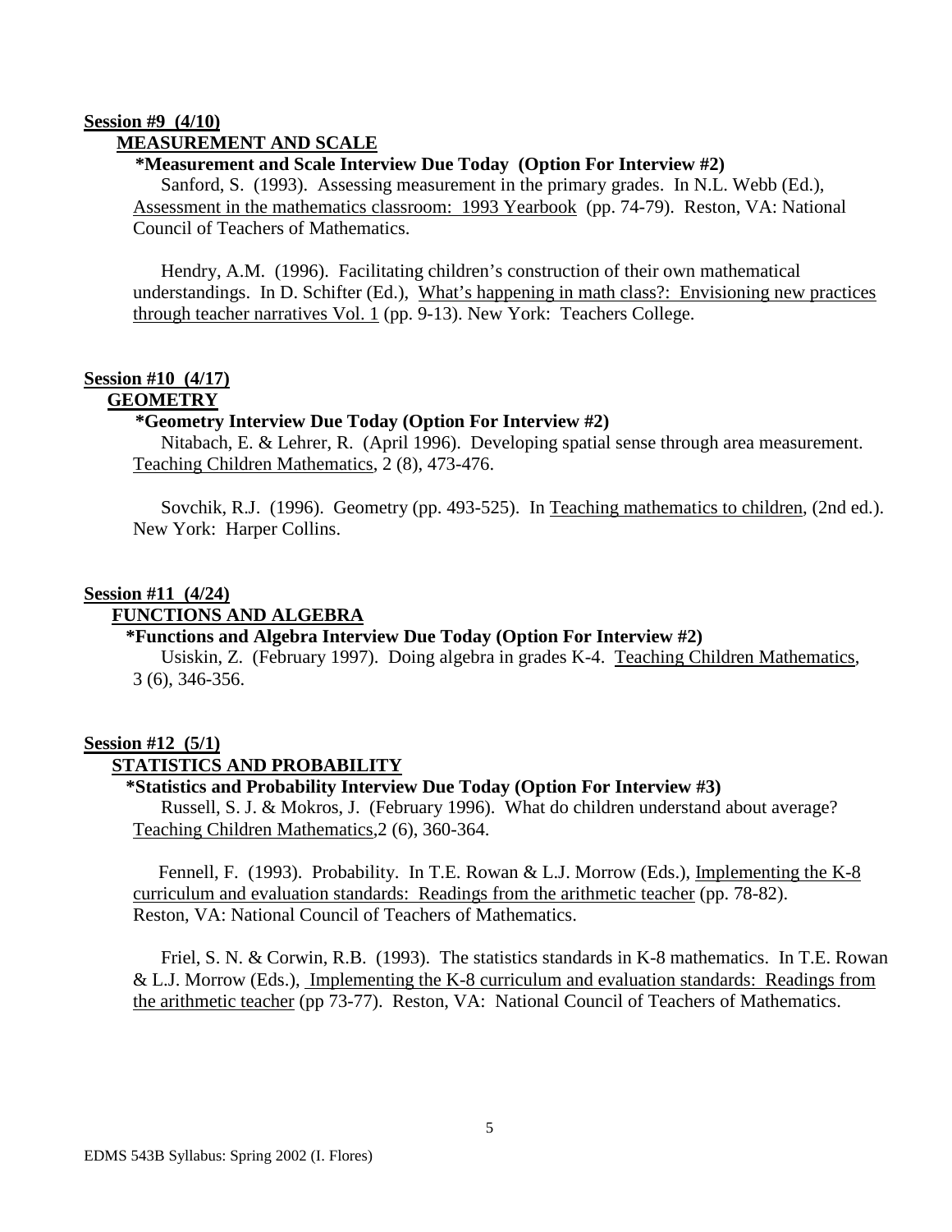**Session #9 (4/10)**

**MEASUREMENT AND SCALE**

**\*Measurement and Scale Interview Due Today (Option For Interview #2)**

Sanford, S. (1993). Assessing measurement in the primary grades. In N.L. Webb (Ed.), Assessment in the mathematics classroom: 1993 Yearbook (pp. 74-79). Reston, VA: National Council of Teachers of Mathematics.

Hendry, A.M. (1996). Facilitating children's construction of their own mathematical understandings. In D. Schifter (Ed.), What's happening in math class?: Envisioning new practices through teacher narratives Vol. 1 (pp. 9-13). New York: Teachers College.

**Session #10 (4/17)**

**GEOMETRY**

**\*Geometry Interview Due Today (Option For Interview #2)**

Nitabach, E. & Lehrer, R. (April 1996). Developing spatial sense through area measurement. Teaching Children Mathematics, 2 (8), 473-476.

Sovchik, R.J. (1996). Geometry (pp. 493-525). In Teaching mathematics to children, (2nd ed.). New York: Harper Collins.

**Session #11 (4/24)**

**FUNCTIONS AND ALGEBRA**

**\*Functions and Algebra Interview Due Today (Option For Interview #2)**

Usiskin, Z. (February 1997). Doing algebra in grades K-4. Teaching Children Mathematics, 3 (6), 346-356.

**Session #12 (5/1)**

**STATISTICS AND PROBABILITY**

**\*Statistics and Probability Interview Due Today (Option For Interview #3)**

Russell, S. J. & Mokros, J. (February 1996). What do children understand about average? Teaching Children Mathematics,2 (6), 360-364.

Fennell, F. (1993). Probability. In T.E. Rowan & L.J. Morrow (Eds.), Implementing the K-8 curriculum and evaluation standards: Readings from the arithmetic teacher (pp. 78-82). Reston, VA: National Council of Teachers of Mathematics.

Friel, S. N. & Corwin, R.B. (1993). The statistics standards in K-8 mathematics. In T.E. Rowan & L.J. Morrow (Eds.), Implementing the K-8 curriculum and evaluation standards: Readings from the arithmetic teacher (pp 73-77). Reston, VA: National Council of Teachers of Mathematics.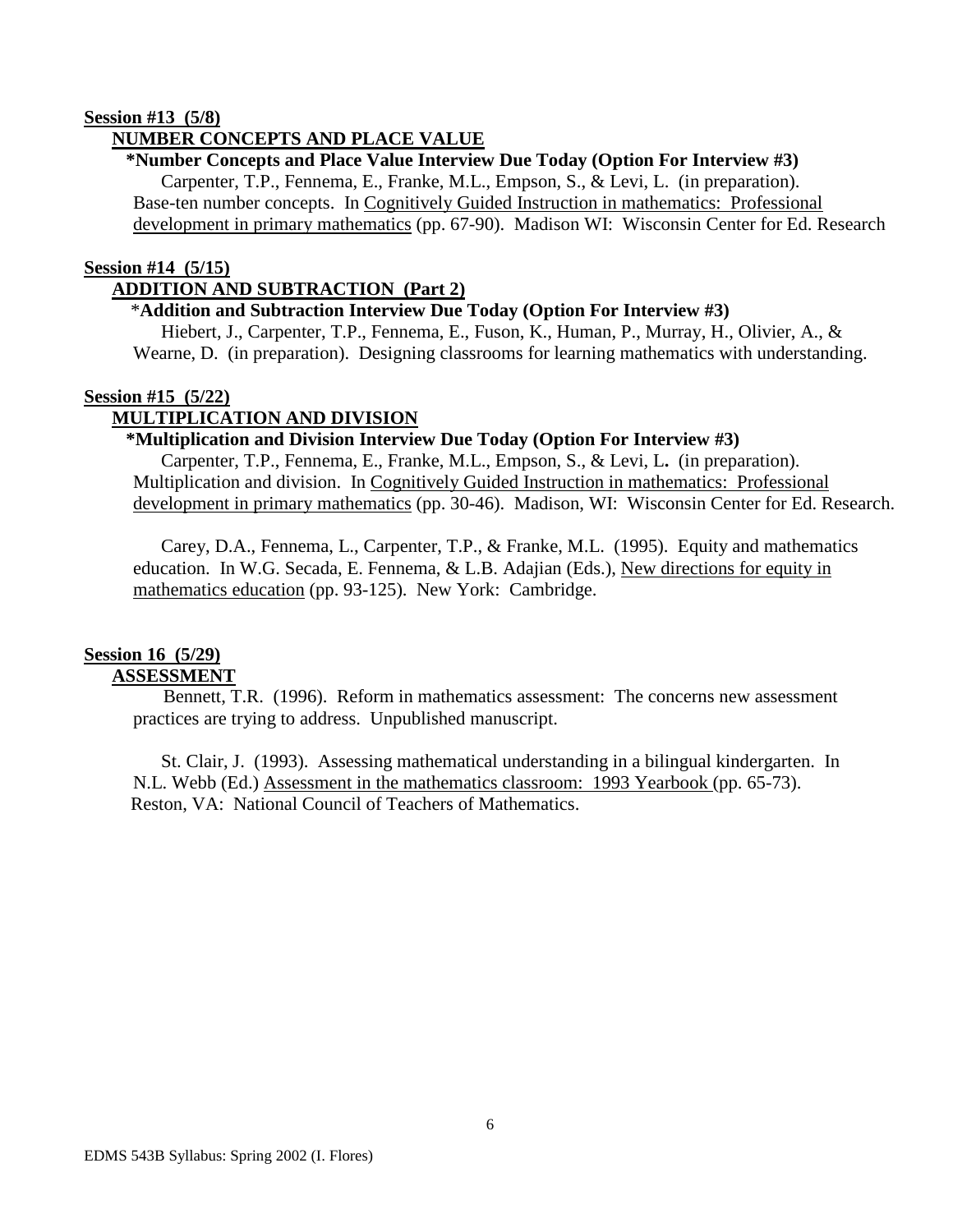**Session #13 (5/8)**

**NUMBER CONCEPTS AND PLACE VALUE**

***Number Concepts and Place Value Interview Due Today (Option For Interview #3)**

Carpenter, T.P., Fennema, E., Franke, M.L., Empson, S., & Levi, L. (in preparation). Base-ten number concepts. In Cognitively Guided Instruction in mathematics: Professional development in primary mathematics (pp. 67-90). Madison WI: Wisconsin Center for Ed. Research

**Session #14 (5/15)**

**ADDITION AND SUBTRACTION (Part 2)**

***Addition and Subtraction Interview Due Today (Option For Interview #3)**

Hiebert, J., Carpenter, T.P., Fennema, E., Fuson, K., Human, P., Murray, H., Olivier, A., & Wearne, D. (in preparation). Designing classrooms for learning mathematics with understanding.

**Session #15 (5/22)**

**MULTIPLICATION AND DIVISION**

***Multiplication and Division Interview Due Today (Option For Interview #3)**

Carpenter, T.P., Fennema, E., Franke, M.L., Empson, S., & Levi, L. (in preparation). Multiplication and division. In Cognitively Guided Instruction in mathematics: Professional development in primary mathematics (pp. 30-46). Madison, WI: Wisconsin Center for Ed. Research.

Carey, D.A., Fennema, L., Carpenter, T.P., & Franke, M.L. (1995). Equity and mathematics education. In W.G. Secada, E. Fennema, & L.B. Adajian (Eds.), New directions for equity in mathematics education (pp. 93-125). New York: Cambridge.

**Session 16 (5/29)**

**ASSESSMENT**

Bennett, T.R. (1996). Reform in mathematics assessment: The concerns new assessment practices are trying to address. Unpublished manuscript.

St. Clair, J. (1993). Assessing mathematical understanding in a bilingual kindergarten. In N.L. Webb (Ed.) Assessment in the mathematics classroom: 1993 Yearbook (pp. 65-73). Reston, VA: National Council of Teachers of Mathematics.